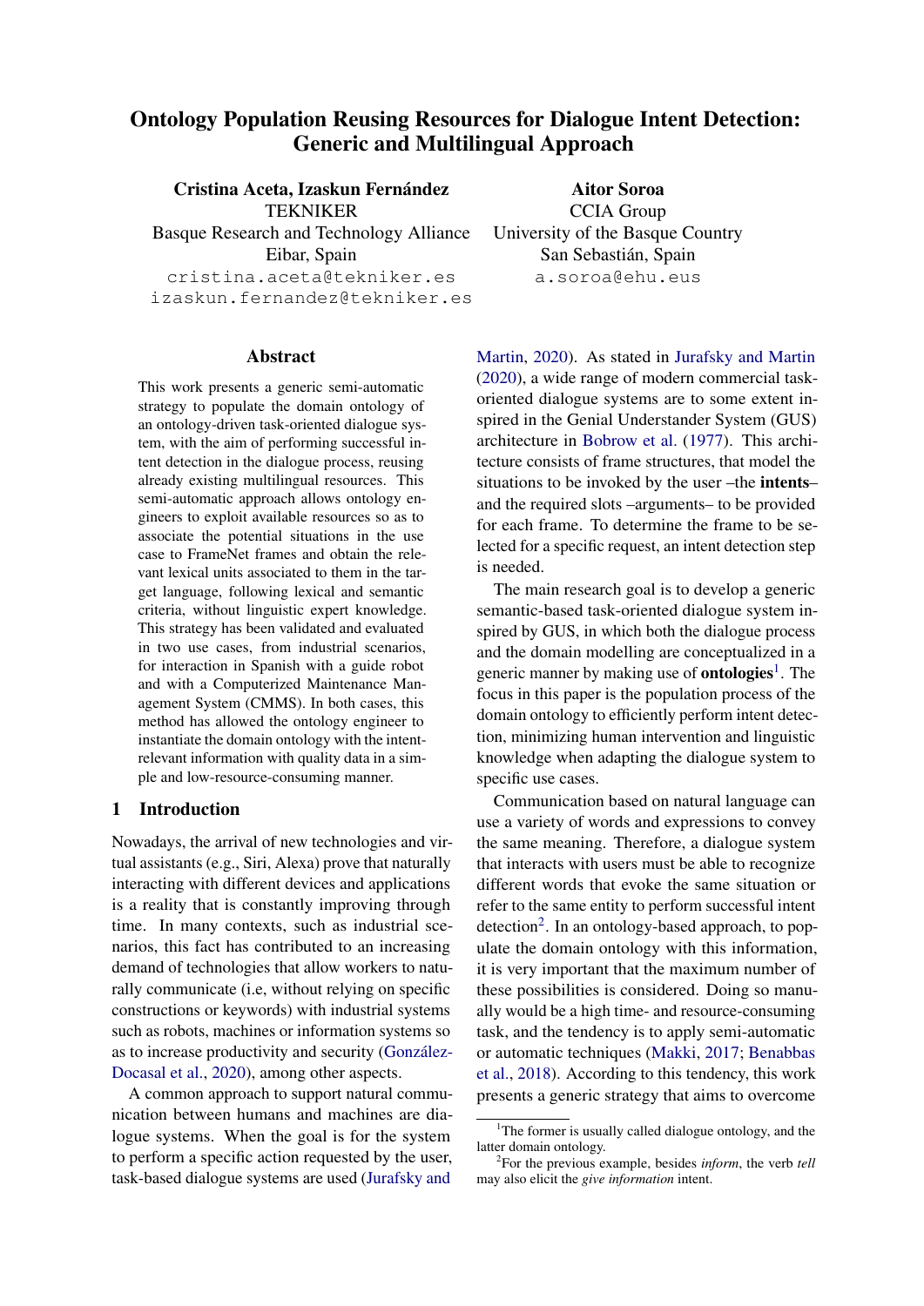# Ontology Population Reusing Resources for Dialogue Intent Detection: Generic and Multilingual Approach

**Cristina Aceta, Izaskun Fernández**
TEKNIKER
Basque Research and Technology Alliance
Eibar, Spain
cristina.aceta@tekniker.es
izaskun.fernandez@tekniker.es

**Aitor Soroa**
CCIA Group
University of the Basque Country
San Sebastián, Spain
a.soroa@ehu.eus

## Abstract

This work presents a generic semi-automatic strategy to populate the domain ontology of an ontology-driven task-oriented dialogue system, with the aim of performing successful intent detection in the dialogue process, reusing already existing multilingual resources. This semi-automatic approach allows ontology engineers to exploit available resources so as to associate the potential situations in the use case to FrameNet frames and obtain the relevant lexical units associated to them in the target language, following lexical and semantic criteria, without linguistic expert knowledge. This strategy has been validated and evaluated in two use cases, from industrial scenarios, for interaction in Spanish with a guide robot and with a Computerized Maintenance Management System (CMMS). In both cases, this method has allowed the ontology engineer to instantiate the domain ontology with the intent-relevant information with quality data in a simple and low-resource-consuming manner.

## 1 Introduction

Nowadays, the arrival of new technologies and virtual assistants (e.g., Siri, Alexa) prove that naturally interacting with different devices and applications is a reality that is constantly improving through time. In many contexts, such as industrial scenarios, this fact has contributed to an increasing demand of technologies that allow workers to naturally communicate (i.e, without relying on specific constructions or keywords) with industrial systems such as robots, machines or information systems so as to increase productivity and security (González-Docasal et al., 2020), among other aspects.

A common approach to support natural communication between humans and machines are dialogue systems. When the goal is for the system to perform a specific action requested by the user, task-based dialogue systems are used (Jurafsky and Martin, 2020). As stated in Jurafsky and Martin (2020), a wide range of modern commercial task-oriented dialogue systems are to some extent inspired in the Genial Understander System (GUS) architecture in Bobrow et al. (1977). This architecture consists of frame structures, that model the situations to be invoked by the user –the **intents**– and the required slots –arguments– to be provided for each frame. To determine the frame to be selected for a specific request, an intent detection step is needed.

The main research goal is to develop a generic semantic-based task-oriented dialogue system inspired by GUS, in which both the dialogue process and the domain modelling are conceptualized in a generic manner by making use of **ontologies**[1]. The focus in this paper is the population process of the domain ontology to efficiently perform intent detection, minimizing human intervention and linguistic knowledge when adapting the dialogue system to specific use cases.

Communication based on natural language can use a variety of words and expressions to convey the same meaning. Therefore, a dialogue system that interacts with users must be able to recognize different words that evoke the same situation or refer to the same entity to perform successful intent detection[2]. In an ontology-based approach, to populate the domain ontology with this information, it is very important that the maximum number of these possibilities is considered. Doing so manually would be a high time- and resource-consuming task, and the tendency is to apply semi-automatic or automatic techniques (Makki, 2017; Benabbas et al., 2018). According to this tendency, this work presents a generic strategy that aims to overcome

[1] The former is usually called dialogue ontology, and the latter domain ontology.

[2] For the previous example, besides *inform*, the verb *tell* may also elicit the *give information* intent.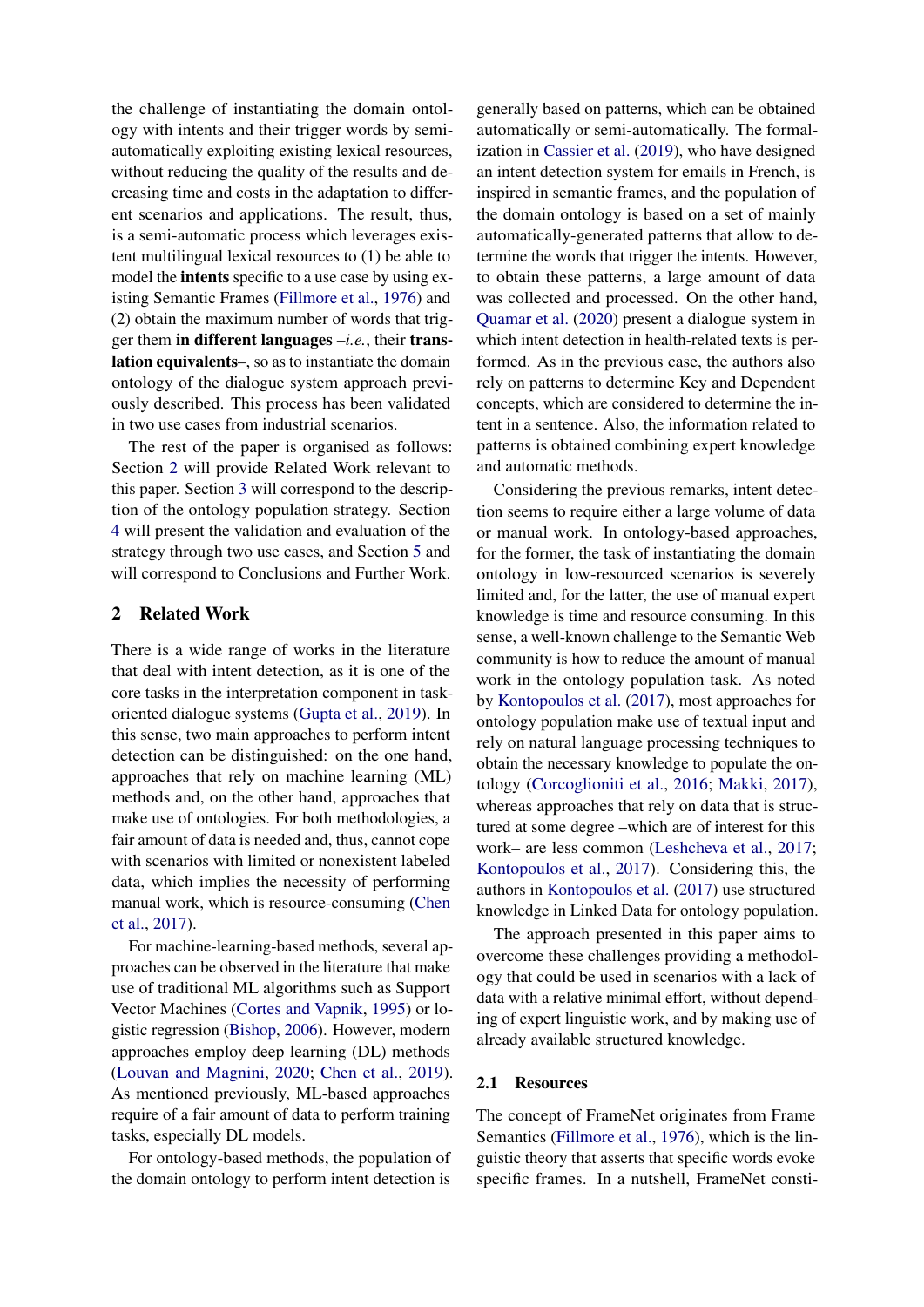the challenge of instantiating the domain ontology with intents and their trigger words by semi-automatically exploiting existing lexical resources, without reducing the quality of the results and decreasing time and costs in the adaptation to different scenarios and applications. The result, thus, is a semi-automatic process which leverages existent multilingual lexical resources to (1) be able to model the **intents** specific to a use case by using existing Semantic Frames (Fillmore et al., 1976) and (2) obtain the maximum number of words that trigger them **in different languages** –*i.e.*, their **translation equivalents**–, so as to instantiate the domain ontology of the dialogue system approach previously described. This process has been validated in two use cases from industrial scenarios.

The rest of the paper is organised as follows: Section 2 will provide Related Work relevant to this paper. Section 3 will correspond to the description of the ontology population strategy. Section 4 will present the validation and evaluation of the strategy through two use cases, and Section 5 and will correspond to Conclusions and Further Work.

## 2 Related Work

There is a wide range of works in the literature that deal with intent detection, as it is one of the core tasks in the interpretation component in task-oriented dialogue systems (Gupta et al., 2019). In this sense, two main approaches to perform intent detection can be distinguished: on the one hand, approaches that rely on machine learning (ML) methods and, on the other hand, approaches that make use of ontologies. For both methodologies, a fair amount of data is needed and, thus, cannot cope with scenarios with limited or nonexistent labeled data, which implies the necessity of performing manual work, which is resource-consuming (Chen et al., 2017).

For machine-learning-based methods, several approaches can be observed in the literature that make use of traditional ML algorithms such as Support Vector Machines (Cortes and Vapnik, 1995) or logistic regression (Bishop, 2006). However, modern approaches employ deep learning (DL) methods (Louvan and Magnini, 2020; Chen et al., 2019). As mentioned previously, ML-based approaches require of a fair amount of data to perform training tasks, especially DL models.

For ontology-based methods, the population of the domain ontology to perform intent detection is generally based on patterns, which can be obtained automatically or semi-automatically. The formalization in Cassier et al. (2019), who have designed an intent detection system for emails in French, is inspired in semantic frames, and the population of the domain ontology is based on a set of mainly automatically-generated patterns that allow to determine the words that trigger the intents. However, to obtain these patterns, a large amount of data was collected and processed. On the other hand, Quamar et al. (2020) present a dialogue system in which intent detection in health-related texts is performed. As in the previous case, the authors also rely on patterns to determine Key and Dependent concepts, which are considered to determine the intent in a sentence. Also, the information related to patterns is obtained combining expert knowledge and automatic methods.

Considering the previous remarks, intent detection seems to require either a large volume of data or manual work. In ontology-based approaches, for the former, the task of instantiating the domain ontology in low-resourced scenarios is severely limited and, for the latter, the use of manual expert knowledge is time and resource consuming. In this sense, a well-known challenge to the Semantic Web community is how to reduce the amount of manual work in the ontology population task. As noted by Kontopoulos et al. (2017), most approaches for ontology population make use of textual input and rely on natural language processing techniques to obtain the necessary knowledge to populate the ontology (Corcoglioniti et al., 2016; Makki, 2017), whereas approaches that rely on data that is structured at some degree –which are of interest for this work– are less common (Leshcheva et al., 2017; Kontopoulos et al., 2017). Considering this, the authors in Kontopoulos et al. (2017) use structured knowledge in Linked Data for ontology population.

The approach presented in this paper aims to overcome these challenges providing a methodology that could be used in scenarios with a lack of data with a relative minimal effort, without depending of expert linguistic work, and by making use of already available structured knowledge.

### 2.1 Resources

The concept of FrameNet originates from Frame Semantics (Fillmore et al., 1976), which is the linguistic theory that asserts that specific words evoke specific frames. In a nutshell, FrameNet consti-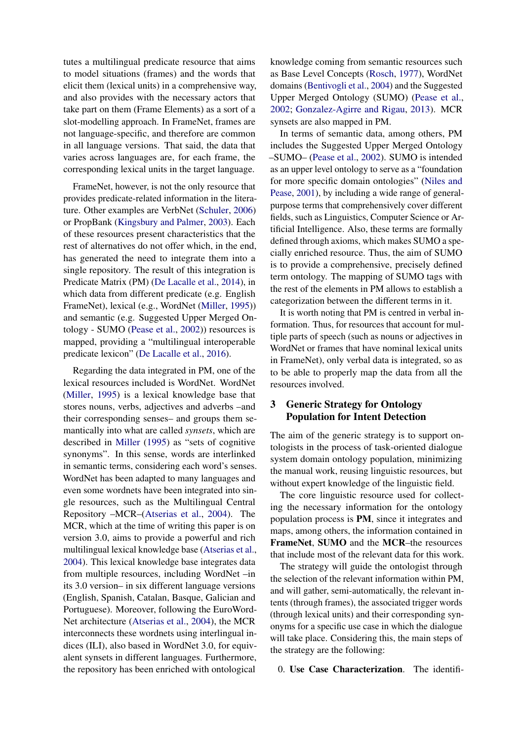tutes a multilingual predicate resource that aims to model situations (frames) and the words that elicit them (lexical units) in a comprehensive way, and also provides with the necessary actors that take part on them (Frame Elements) as a sort of a slot-modelling approach. In FrameNet, frames are not language-specific, and therefore are common in all language versions. That said, the data that varies across languages are, for each frame, the corresponding lexical units in the target language.

FrameNet, however, is not the only resource that provides predicate-related information in the literature. Other examples are VerbNet (Schuler, 2006) or PropBank (Kingsbury and Palmer, 2003). Each of these resources present characteristics that the rest of alternatives do not offer which, in the end, has generated the need to integrate them into a single repository. The result of this integration is Predicate Matrix (PM) (De Lacalle et al., 2014), in which data from different predicate (e.g. English FrameNet), lexical (e.g., WordNet (Miller, 1995)) and semantic (e.g. Suggested Upper Merged Ontology - SUMO (Pease et al., 2002)) resources is mapped, providing a "multilingual interoperable predicate lexicon" (De Lacalle et al., 2016).

Regarding the data integrated in PM, one of the lexical resources included is WordNet. WordNet (Miller, 1995) is a lexical knowledge base that stores nouns, verbs, adjectives and adverbs –and their corresponding senses– and groups them semantically into what are called *synsets*, which are described in Miller (1995) as "sets of cognitive synonyms". In this sense, words are interlinked in semantic terms, considering each word's senses. WordNet has been adapted to many languages and even some wordnets have been integrated into single resources, such as the Multilingual Central Repository –MCR–(Atserias et al., 2004). The MCR, which at the time of writing this paper is on version 3.0, aims to provide a powerful and rich multilingual lexical knowledge base (Atserias et al., 2004). This lexical knowledge base integrates data from multiple resources, including WordNet –in its 3.0 version– in six different language versions (English, Spanish, Catalan, Basque, Galician and Portuguese). Moreover, following the EuroWordNet architecture (Atserias et al., 2004), the MCR interconnects these wordnets using interlingual indices (ILI), also based in WordNet 3.0, for equivalent synsets in different languages. Furthermore, the repository has been enriched with ontological knowledge coming from semantic resources such as Base Level Concepts (Rosch, 1977), WordNet domains (Bentivogli et al., 2004) and the Suggested Upper Merged Ontology (SUMO) (Pease et al., 2002; Gonzalez-Agirre and Rigau, 2013). MCR synsets are also mapped in PM.

In terms of semantic data, among others, PM includes the Suggested Upper Merged Ontology –SUMO– (Pease et al., 2002). SUMO is intended as an upper level ontology to serve as a "foundation for more specific domain ontologies" (Niles and Pease, 2001), by including a wide range of general-purpose terms that comprehensively cover different fields, such as Linguistics, Computer Science or Artificial Intelligence. Also, these terms are formally defined through axioms, which makes SUMO a specially enriched resource. Thus, the aim of SUMO is to provide a comprehensive, precisely defined term ontology. The mapping of SUMO tags with the rest of the elements in PM allows to establish a categorization between the different terms in it.

It is worth noting that PM is centred in verbal information. Thus, for resources that account for multiple parts of speech (such as nouns or adjectives in WordNet or frames that have nominal lexical units in FrameNet), only verbal data is integrated, so as to be able to properly map the data from all the resources involved.

## 3 Generic Strategy for Ontology Population for Intent Detection

The aim of the generic strategy is to support ontologists in the process of task-oriented dialogue system domain ontology population, minimizing the manual work, reusing linguistic resources, but without expert knowledge of the linguistic field.

The core linguistic resource used for collecting the necessary information for the ontology population process is **PM**, since it integrates and maps, among others, the information contained in **FrameNet**, **SUMO** and the **MCR**–the resources that include most of the relevant data for this work.

The strategy will guide the ontologist through the selection of the relevant information within PM, and will gather, semi-automatically, the relevant intents (through frames), the associated trigger words (through lexical units) and their corresponding synonyms for a specific use case in which the dialogue will take place. Considering this, the main steps of the strategy are the following:

0. **Use Case Characterization**. The identifi-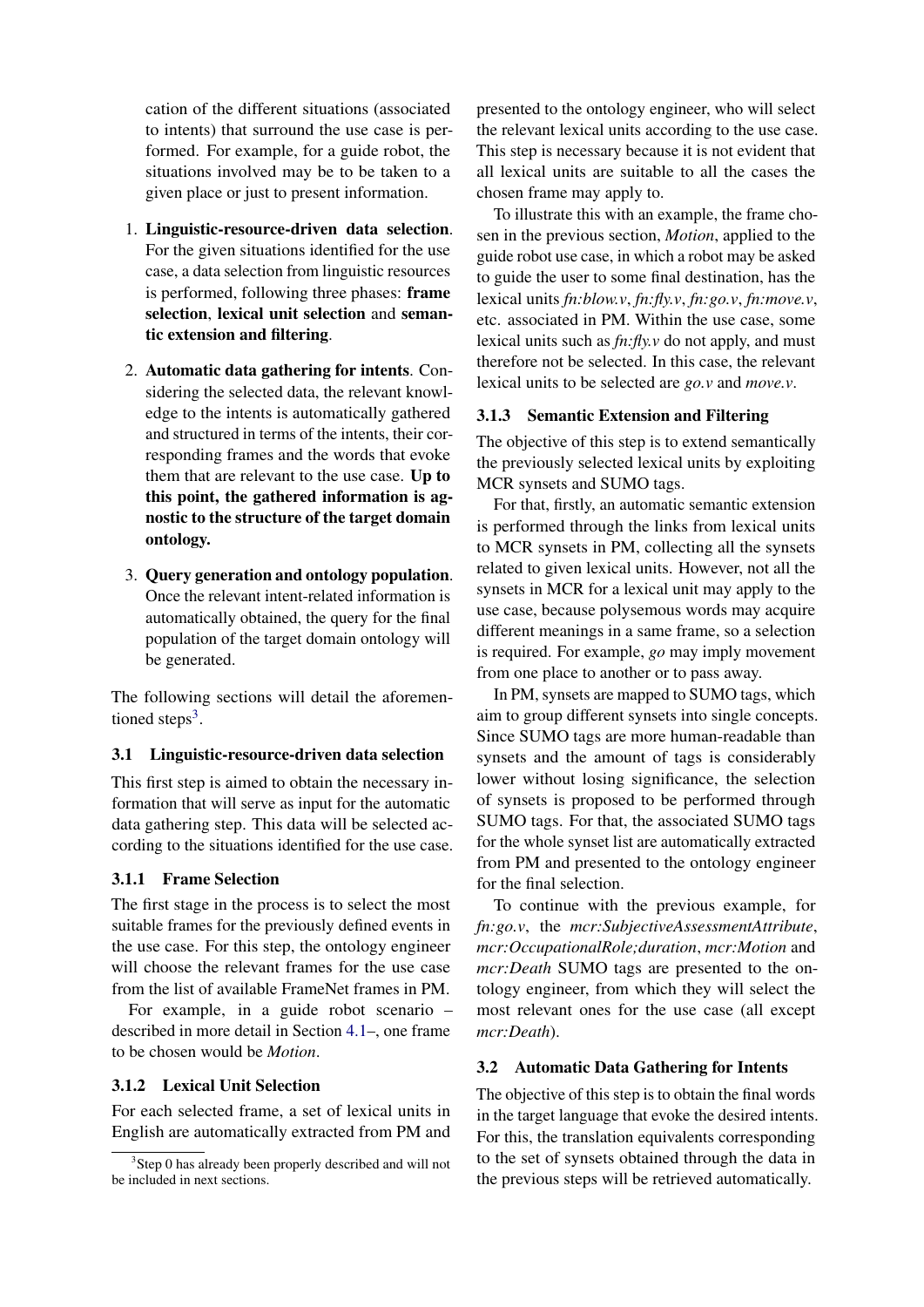cation of the different situations (associated to intents) that surround the use case is performed. For example, for a guide robot, the situations involved may be to be taken to a given place or just to present information.

1. **Linguistic-resource-driven data selection**. For the given situations identified for the use case, a data selection from linguistic resources is performed, following three phases: **frame selection**, **lexical unit selection** and **semantic extension and filtering**.

2. **Automatic data gathering for intents**. Considering the selected data, the relevant knowledge to the intents is automatically gathered and structured in terms of the intents, their corresponding frames and the words that evoke them that are relevant to the use case. **Up to this point, the gathered information is agnostic to the structure of the target domain ontology.**

3. **Query generation and ontology population**. Once the relevant intent-related information is automatically obtained, the query for the final population of the target domain ontology will be generated.

The following sections will detail the aforementioned steps[3].

## 3.1 Linguistic-resource-driven data selection

This first step is aimed to obtain the necessary information that will serve as input for the automatic data gathering step. This data will be selected according to the situations identified for the use case.

### 3.1.1 Frame Selection

The first stage in the process is to select the most suitable frames for the previously defined events in the use case. For this step, the ontology engineer will choose the relevant frames for the use case from the list of available FrameNet frames in PM.

For example, in a guide robot scenario –described in more detail in Section 4.1–, one frame to be chosen would be *Motion*.

### 3.1.2 Lexical Unit Selection

For each selected frame, a set of lexical units in English are automatically extracted from PM and presented to the ontology engineer, who will select the relevant lexical units according to the use case. This step is necessary because it is not evident that all lexical units are suitable to all the cases the chosen frame may apply to.

To illustrate this with an example, the frame chosen in the previous section, *Motion*, applied to the guide robot use case, in which a robot may be asked to guide the user to some final destination, has the lexical units *fn:blow.v*, *fn:fly.v*, *fn:go.v*, *fn:move.v*, etc. associated in PM. Within the use case, some lexical units such as *fn:fly.v* do not apply, and must therefore not be selected. In this case, the relevant lexical units to be selected are *go.v* and *move.v*.

### 3.1.3 Semantic Extension and Filtering

The objective of this step is to extend semantically the previously selected lexical units by exploiting MCR synsets and SUMO tags.

For that, firstly, an automatic semantic extension is performed through the links from lexical units to MCR synsets in PM, collecting all the synsets related to given lexical units. However, not all the synsets in MCR for a lexical unit may apply to the use case, because polysemous words may acquire different meanings in a same frame, so a selection is required. For example, *go* may imply movement from one place to another or to pass away.

In PM, synsets are mapped to SUMO tags, which aim to group different synsets into single concepts. Since SUMO tags are more human-readable than synsets and the amount of tags is considerably lower without losing significance, the selection of synsets is proposed to be performed through SUMO tags. For that, the associated SUMO tags for the whole synset list are automatically extracted from PM and presented to the ontology engineer for the final selection.

To continue with the previous example, for *fn:go.v*, the *mcr:SubjectiveAssessmentAttribute*, *mcr:OccupationalRole;duration*, *mcr:Motion* and *mcr:Death* SUMO tags are presented to the ontology engineer, from which they will select the most relevant ones for the use case (all except *mcr:Death*).

## 3.2 Automatic Data Gathering for Intents

The objective of this step is to obtain the final words in the target language that evoke the desired intents. For this, the translation equivalents corresponding to the set of synsets obtained through the data in the previous steps will be retrieved automatically.

[3] Step 0 has already been properly described and will not be included in next sections.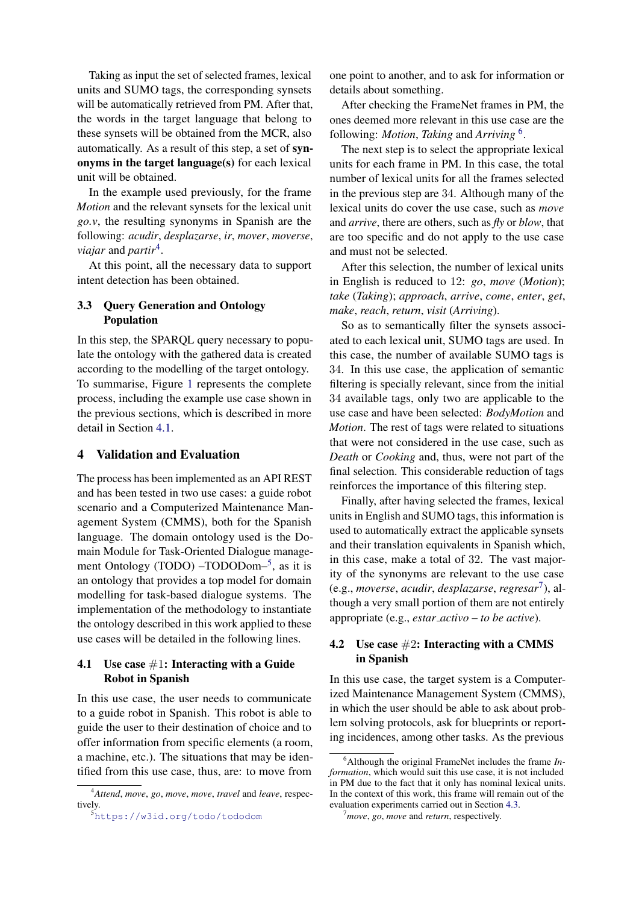Taking as input the set of selected frames, lexical units and SUMO tags, the corresponding synsets will be automatically retrieved from PM. After that, the words in the target language that belong to these synsets will be obtained from the MCR, also automatically. As a result of this step, a set of **synonyms in the target language(s)** for each lexical unit will be obtained.

In the example used previously, for the frame *Motion* and the relevant synsets for the lexical unit *go.v*, the resulting synonyms in Spanish are the following: *acudir*, *desplazarse*, *ir*, *mover*, *moverse*, *viajar* and *partir*[4].

At this point, all the necessary data to support intent detection has been obtained.

### 3.3 Query Generation and Ontology Population

In this step, the SPARQL query necessary to populate the ontology with the gathered data is created according to the modelling of the target ontology. To summarise, Figure 1 represents the complete process, including the example use case shown in the previous sections, which is described in more detail in Section 4.1.

## 4 Validation and Evaluation

The process has been implemented as an API REST and has been tested in two use cases: a guide robot scenario and a Computerized Maintenance Management System (CMMS), both for the Spanish language. The domain ontology used is the Domain Module for Task-Oriented Dialogue management Ontology (TODO) –TODODom–[5], as it is an ontology that provides a top model for domain modelling for task-based dialogue systems. The implementation of the methodology to instantiate the ontology described in this work applied to these use cases will be detailed in the following lines.

### 4.1 Use case #1: Interacting with a Guide Robot in Spanish

In this use case, the user needs to communicate to a guide robot in Spanish. This robot is able to guide the user to their destination of choice and to offer information from specific elements (a room, a machine, etc.). The situations that may be identified from this use case, thus, are: to move from one point to another, and to ask for information or details about something.

After checking the FrameNet frames in PM, the ones deemed more relevant in this use case are the following: *Motion*, *Taking* and *Arriving* [6].

The next step is to select the appropriate lexical units for each frame in PM. In this case, the total number of lexical units for all the frames selected in the previous step are 34. Although many of the lexical units do cover the use case, such as *move* and *arrive*, there are others, such as *fly* or *blow*, that are too specific and do not apply to the use case and must not be selected.

After this selection, the number of lexical units in English is reduced to 12: *go*, *move* (*Motion*); *take* (*Taking*); *approach*, *arrive*, *come*, *enter*, *get*, *make*, *reach*, *return*, *visit* (*Arriving*).

So as to semantically filter the synsets associated to each lexical unit, SUMO tags are used. In this case, the number of available SUMO tags is 34. In this use case, the application of semantic filtering is specially relevant, since from the initial 34 available tags, only two are applicable to the use case and have been selected: *BodyMotion* and *Motion*. The rest of tags were related to situations that were not considered in the use case, such as *Death* or *Cooking* and, thus, were not part of the final selection. This considerable reduction of tags reinforces the importance of this filtering step.

Finally, after having selected the frames, lexical units in English and SUMO tags, this information is used to automatically extract the applicable synsets and their translation equivalents in Spanish which, in this case, make a total of 32. The vast majority of the synonyms are relevant to the use case (e.g., *moverse*, *acudir*, *desplazarse*, *regresar*[7]), although a very small portion of them are not entirely appropriate (e.g., *estar_activo – to be active*).

### 4.2 Use case #2: Interacting with a CMMS in Spanish

In this use case, the target system is a Computerized Maintenance Management System (CMMS), in which the user should be able to ask about problem solving protocols, ask for blueprints or reporting incidences, among other tasks. As the previous

[4] *Attend*, *move*, *go*, *move*, *move*, *travel* and *leave*, respectively.

[5] https://w3id.org/todo/tododom

[6] Although the original FrameNet includes the frame *Information*, which would suit this use case, it is not included in PM due to the fact that it only has nominal lexical units. In the context of this work, this frame will remain out of the evaluation experiments carried out in Section 4.3.

[7] *move*, *go*, *move* and *return*, respectively.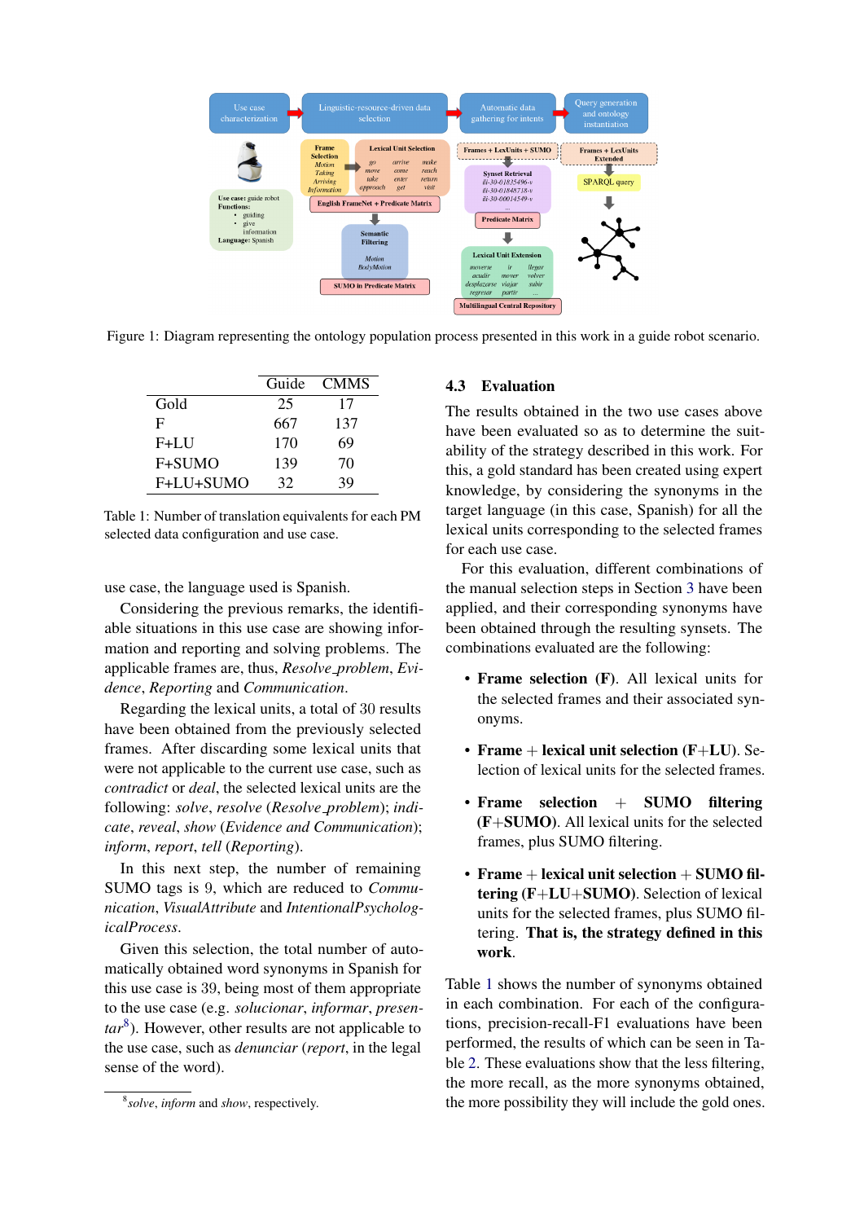Figure 1: Diagram representing the ontology population process presented in this work in a guide robot scenario.

| | Guide | CMMS |
|---|---|---|
| Gold | 25 | 17 |
| F | 667 | 137 |
| F+LU | 170 | 69 |
| F+SUMO | 139 | 70 |
| F+LU+SUMO | 32 | 39 |

Table 1: Number of translation equivalents for each PM selected data configuration and use case.

use case, the language used is Spanish.

Considering the previous remarks, the identifiable situations in this use case are showing information and reporting and solving problems. The applicable frames are, thus, *Resolve_problem*, *Evidence*, *Reporting* and *Communication*.

Regarding the lexical units, a total of 30 results have been obtained from the previously selected frames. After discarding some lexical units that were not applicable to the current use case, such as *contradict* or *deal*, the selected lexical units are the following: *solve*, *resolve* (*Resolve_problem*); *indicate*, *reveal*, *show* (*Evidence and Communication*); *inform*, *report*, *tell* (*Reporting*).

In this next step, the number of remaining SUMO tags is 9, which are reduced to *Communication*, *VisualAttribute* and *IntentionalPsychologicalProcess*.

Given this selection, the total number of automatically obtained word synonyms in Spanish for this use case is 39, being most of them appropriate to the use case (e.g. *solucionar*, *informar*, *presentar*[8]). However, other results are not applicable to the use case, such as *denunciar* (*report*, in the legal sense of the word).

[8] *solve*, *inform* and *show*, respectively.

### 4.3 Evaluation

The results obtained in the two use cases above have been evaluated so as to determine the suitability of the strategy described in this work. For this, a gold standard has been created using expert knowledge, by considering the synonyms in the target language (in this case, Spanish) for all the lexical units corresponding to the selected frames for each use case.

For this evaluation, different combinations of the manual selection steps in Section 3 have been applied, and their corresponding synonyms have been obtained through the resulting synsets. The combinations evaluated are the following:

- **Frame selection (F)**. All lexical units for the selected frames and their associated synonyms.
- **Frame + lexical unit selection (F+LU)**. Selection of lexical units for the selected frames.
- **Frame selection + SUMO filtering (F+SUMO)**. All lexical units for the selected frames, plus SUMO filtering.
- **Frame + lexical unit selection + SUMO filtering (F+LU+SUMO)**. Selection of lexical units for the selected frames, plus SUMO filtering. **That is, the strategy defined in this work**.

Table 1 shows the number of synonyms obtained in each combination. For each of the configurations, precision-recall-F1 evaluations have been performed, the results of which can be seen in Table 2. These evaluations show that the less filtering, the more recall, as the more synonyms obtained, the more possibility they will include the gold ones.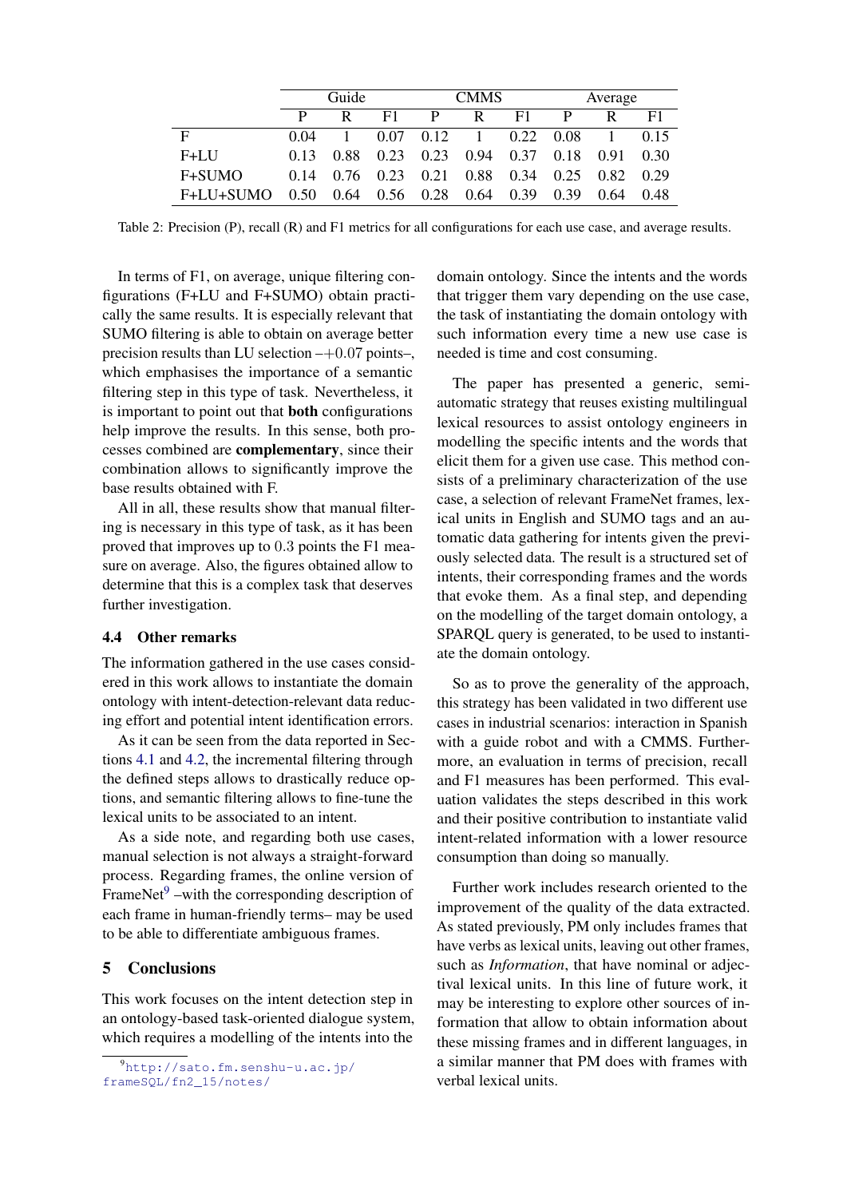| | Guide | | | CMMS | | | Average | | |
|---|---|---|---|---|---|---|---|---|---|
| | P | R | F1 | P | R | F1 | P | R | F1 |
| F | 0.04 | 1 | 0.07 | 0.12 | 1 | 0.22 | 0.08 | 1 | 0.15 |
| F+LU | 0.13 | 0.88 | 0.23 | 0.23 | 0.94 | 0.37 | 0.18 | 0.91 | 0.30 |
| F+SUMO | 0.14 | 0.76 | 0.23 | 0.21 | 0.88 | 0.34 | 0.25 | 0.82 | 0.29 |
| F+LU+SUMO | 0.50 | 0.64 | 0.56 | 0.28 | 0.64 | 0.39 | 0.39 | 0.64 | 0.48 |

Table 2: Precision (P), recall (R) and F1 metrics for all configurations for each use case, and average results.

In terms of F1, on average, unique filtering configurations (F+LU and F+SUMO) obtain practically the same results. It is especially relevant that SUMO filtering is able to obtain on average better precision results than LU selection –$+0.07$ points–, which emphasises the importance of a semantic filtering step in this type of task. Nevertheless, it is important to point out that **both** configurations help improve the results. In this sense, both processes combined are **complementary**, since their combination allows to significantly improve the base results obtained with F.

All in all, these results show that manual filtering is necessary in this type of task, as it has been proved that improves up to $0.3$ points the F1 measure on average. Also, the figures obtained allow to determine that this is a complex task that deserves further investigation.

### 4.4 Other remarks

The information gathered in the use cases considered in this work allows to instantiate the domain ontology with intent-detection-relevant data reducing effort and potential intent identification errors.

As it can be seen from the data reported in Sections 4.1 and 4.2, the incremental filtering through the defined steps allows to drastically reduce options, and semantic filtering allows to fine-tune the lexical units to be associated to an intent.

As a side note, and regarding both use cases, manual selection is not always a straight-forward process. Regarding frames, the online version of FrameNet[9] –with the corresponding description of each frame in human-friendly terms– may be used to be able to differentiate ambiguous frames.

## 5 Conclusions

This work focuses on the intent detection step in an ontology-based task-oriented dialogue system, which requires a modelling of the intents into the domain ontology. Since the intents and the words that trigger them vary depending on the use case, the task of instantiating the domain ontology with such information every time a new use case is needed is time and cost consuming.

The paper has presented a generic, semi-automatic strategy that reuses existing multilingual lexical resources to assist ontology engineers in modelling the specific intents and the words that elicit them for a given use case. This method consists of a preliminary characterization of the use case, a selection of relevant FrameNet frames, lexical units in English and SUMO tags and an automatic data gathering for intents given the previously selected data. The result is a structured set of intents, their corresponding frames and the words that evoke them. As a final step, and depending on the modelling of the target domain ontology, a SPARQL query is generated, to be used to instantiate the domain ontology.

So as to prove the generality of the approach, this strategy has been validated in two different use cases in industrial scenarios: interaction in Spanish with a guide robot and with a CMMS. Furthermore, an evaluation in terms of precision, recall and F1 measures has been performed. This evaluation validates the steps described in this work and their positive contribution to instantiate valid intent-related information with a lower resource consumption than doing so manually.

Further work includes research oriented to the improvement of the quality of the data extracted. As stated previously, PM only includes frames that have verbs as lexical units, leaving out other frames, such as *Information*, that have nominal or adjectival lexical units. In this line of future work, it may be interesting to explore other sources of information that allow to obtain information about these missing frames and in different languages, in a similar manner that PM does with frames with verbal lexical units.

[9] http://sato.fm.senshu-u.ac.jp/frameSQL/fn2_15/notes/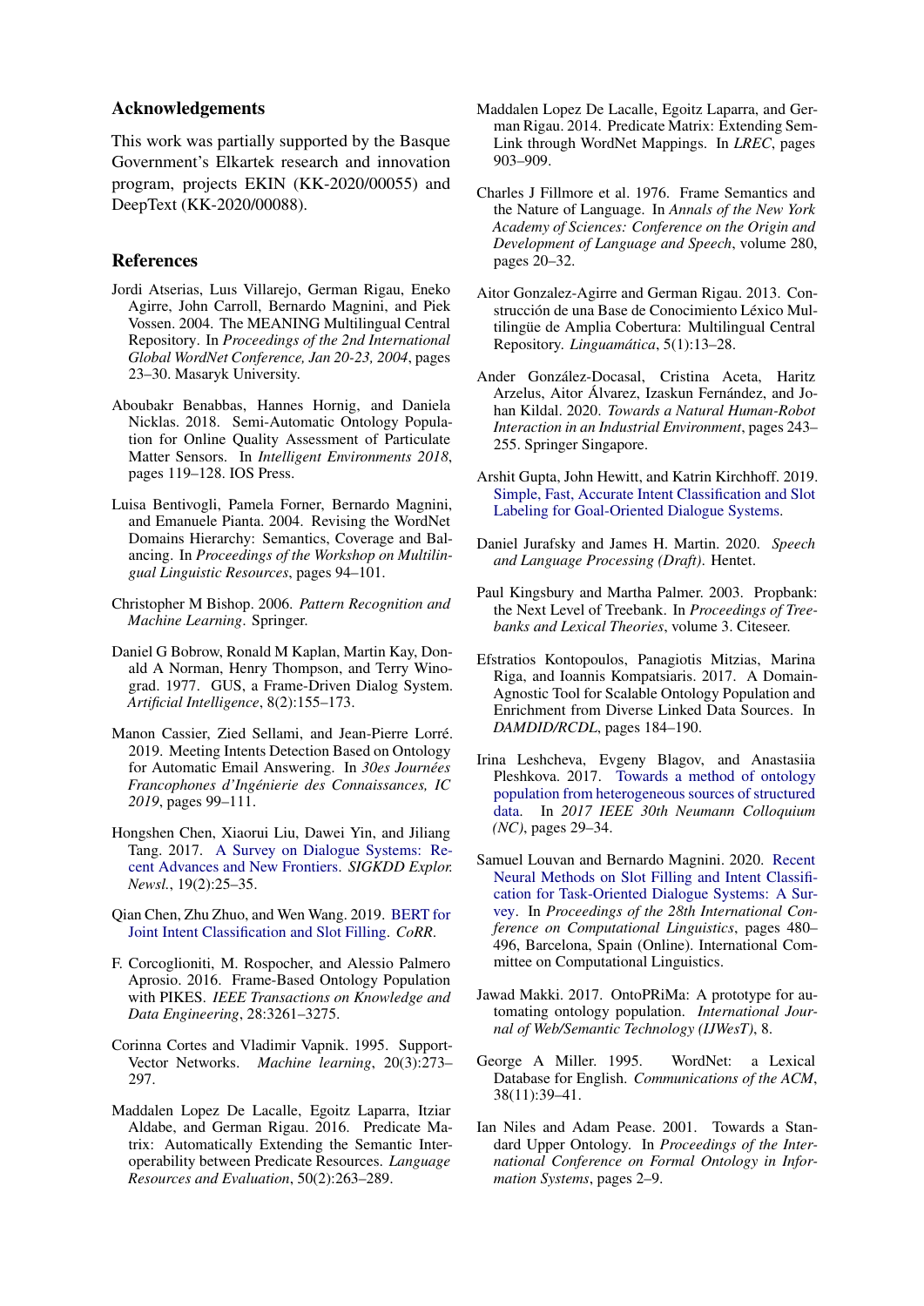## Acknowledgements

This work was partially supported by the Basque Government's Elkartek research and innovation program, projects EKIN (KK-2020/00055) and DeepText (KK-2020/00088).

## References

Jordi Atserias, Luıs Villarejo, German Rigau, Eneko Agirre, John Carroll, Bernardo Magnini, and Piek Vossen. 2004. The MEANING Multilingual Central Repository. In *Proceedings of the 2nd International Global WordNet Conference, Jan 20-23, 2004*, pages 23–30. Masaryk University.

Aboubakr Benabbas, Hannes Hornig, and Daniela Nicklas. 2018. Semi-Automatic Ontology Population for Online Quality Assessment of Particulate Matter Sensors. In *Intelligent Environments 2018*, pages 119–128. IOS Press.

Luisa Bentivogli, Pamela Forner, Bernardo Magnini, and Emanuele Pianta. 2004. Revising the WordNet Domains Hierarchy: Semantics, Coverage and Balancing. In *Proceedings of the Workshop on Multilingual Linguistic Resources*, pages 94–101.

Christopher M Bishop. 2006. *Pattern Recognition and Machine Learning*. Springer.

Daniel G Bobrow, Ronald M Kaplan, Martin Kay, Donald A Norman, Henry Thompson, and Terry Winograd. 1977. GUS, a Frame-Driven Dialog System. *Artificial Intelligence*, 8(2):155–173.

Manon Cassier, Zied Sellami, and Jean-Pierre Lorré. 2019. Meeting Intents Detection Based on Ontology for Automatic Email Answering. In *30es Journées Francophones d'Ingénierie des Connaissances, IC 2019*, pages 99–111.

Hongshen Chen, Xiaorui Liu, Dawei Yin, and Jiliang Tang. 2017. A Survey on Dialogue Systems: Recent Advances and New Frontiers. *SIGKDD Explor. Newsl.*, 19(2):25–35.

Qian Chen, Zhu Zhuo, and Wen Wang. 2019. BERT for Joint Intent Classification and Slot Filling. *CoRR*.

F. Corcoglioniti, M. Rospocher, and Alessio Palmero Aprosio. 2016. Frame-Based Ontology Population with PIKES. *IEEE Transactions on Knowledge and Data Engineering*, 28:3261–3275.

Corinna Cortes and Vladimir Vapnik. 1995. Support-Vector Networks. *Machine learning*, 20(3):273–297.

Maddalen Lopez De Lacalle, Egoitz Laparra, Itziar Aldabe, and German Rigau. 2016. Predicate Matrix: Automatically Extending the Semantic Interoperability between Predicate Resources. *Language Resources and Evaluation*, 50(2):263–289.

Maddalen Lopez De Lacalle, Egoitz Laparra, and German Rigau. 2014. Predicate Matrix: Extending SemLink through WordNet Mappings. In *LREC*, pages 903–909.

Charles J Fillmore et al. 1976. Frame Semantics and the Nature of Language. In *Annals of the New York Academy of Sciences: Conference on the Origin and Development of Language and Speech*, volume 280, pages 20–32.

Aitor Gonzalez-Agirre and German Rigau. 2013. Construcción de una Base de Conocimiento Léxico Multilingüe de Amplia Cobertura: Multilingual Central Repository. *Linguamática*, 5(1):13–28.

Ander González-Docasal, Cristina Aceta, Haritz Arzelus, Aitor Álvarez, Izaskun Fernández, and Johan Kildal. 2020. *Towards a Natural Human-Robot Interaction in an Industrial Environment*, pages 243–255. Springer Singapore.

Arshit Gupta, John Hewitt, and Katrin Kirchhoff. 2019. Simple, Fast, Accurate Intent Classification and Slot Labeling for Goal-Oriented Dialogue Systems.

Daniel Jurafsky and James H. Martin. 2020. *Speech and Language Processing (Draft)*. Hentet.

Paul Kingsbury and Martha Palmer. 2003. Propbank: the Next Level of Treebank. In *Proceedings of Treebanks and Lexical Theories*, volume 3. Citeseer.

Efstratios Kontopoulos, Panagiotis Mitzias, Marina Riga, and Ioannis Kompatsiaris. 2017. A Domain-Agnostic Tool for Scalable Ontology Population and Enrichment from Diverse Linked Data Sources. In *DAMDID/RCDL*, pages 184–190.

Irina Leshcheva, Evgeny Blagov, and Anastasiia Pleshkova. 2017. Towards a method of ontology population from heterogeneous sources of structured data. In *2017 IEEE 30th Neumann Colloquium (NC)*, pages 29–34.

Samuel Louvan and Bernardo Magnini. 2020. Recent Neural Methods on Slot Filling and Intent Classification for Task-Oriented Dialogue Systems: A Survey. In *Proceedings of the 28th International Conference on Computational Linguistics*, pages 480–496, Barcelona, Spain (Online). International Committee on Computational Linguistics.

Jawad Makki. 2017. OntoPRiMa: A prototype for automating ontology population. *International Journal of Web/Semantic Technology (IJWesT)*, 8.

George A Miller. 1995. WordNet: a Lexical Database for English. *Communications of the ACM*, 38(11):39–41.

Ian Niles and Adam Pease. 2001. Towards a Standard Upper Ontology. In *Proceedings of the International Conference on Formal Ontology in Information Systems*, pages 2–9.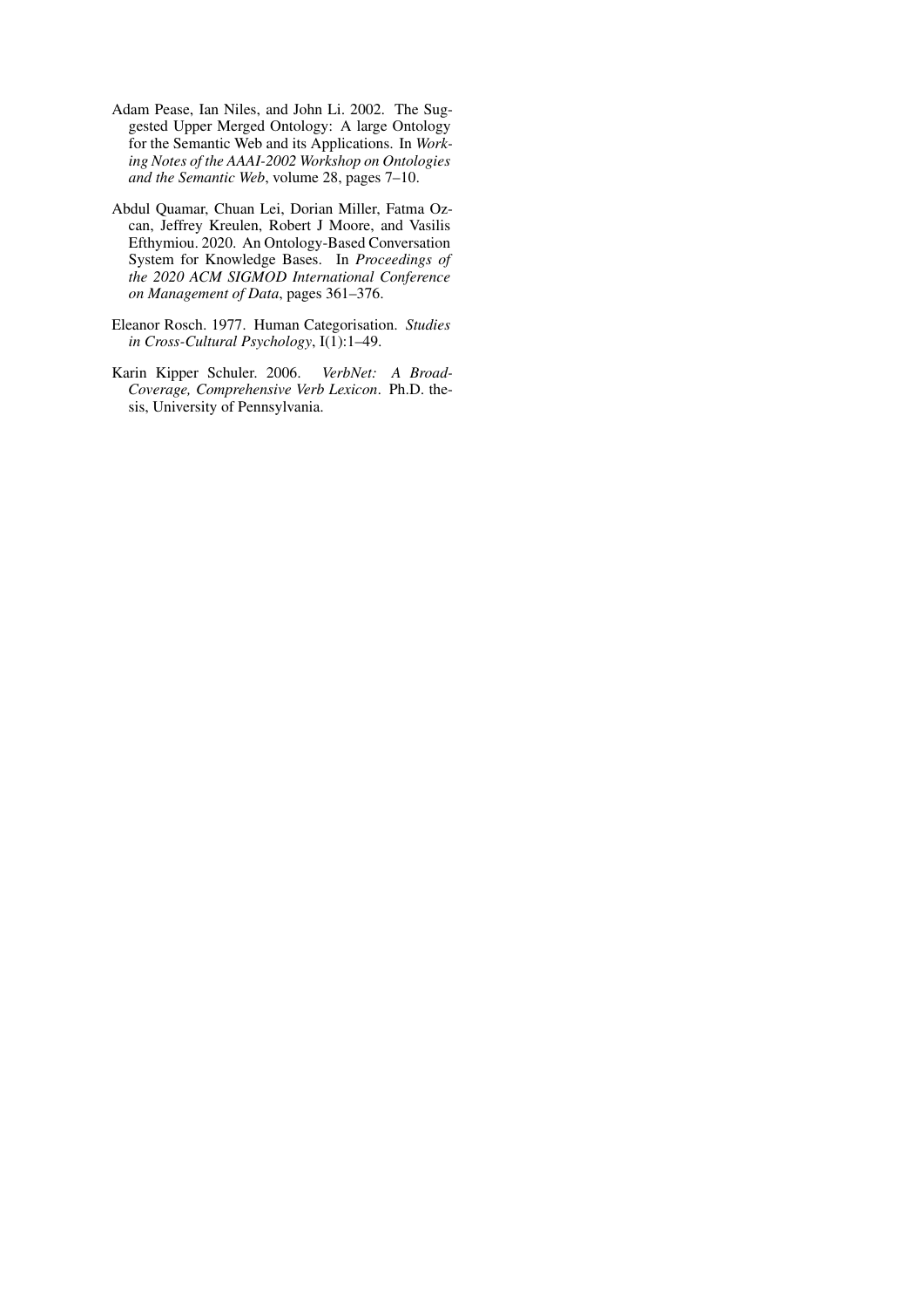Adam Pease, Ian Niles, and John Li. 2002. The Suggested Upper Merged Ontology: A large Ontology for the Semantic Web and its Applications. In *Working Notes of the AAAI-2002 Workshop on Ontologies and the Semantic Web*, volume 28, pages 7–10.

Abdul Quamar, Chuan Lei, Dorian Miller, Fatma Ozcan, Jeffrey Kreulen, Robert J Moore, and Vasilis Efthymiou. 2020. An Ontology-Based Conversation System for Knowledge Bases. In *Proceedings of the 2020 ACM SIGMOD International Conference on Management of Data*, pages 361–376.

Eleanor Rosch. 1977. Human Categorisation. *Studies in Cross-Cultural Psychology*, I(1):1–49.

Karin Kipper Schuler. 2006. *VerbNet: A Broad-Coverage, Comprehensive Verb Lexicon*. Ph.D. thesis, University of Pennsylvania.